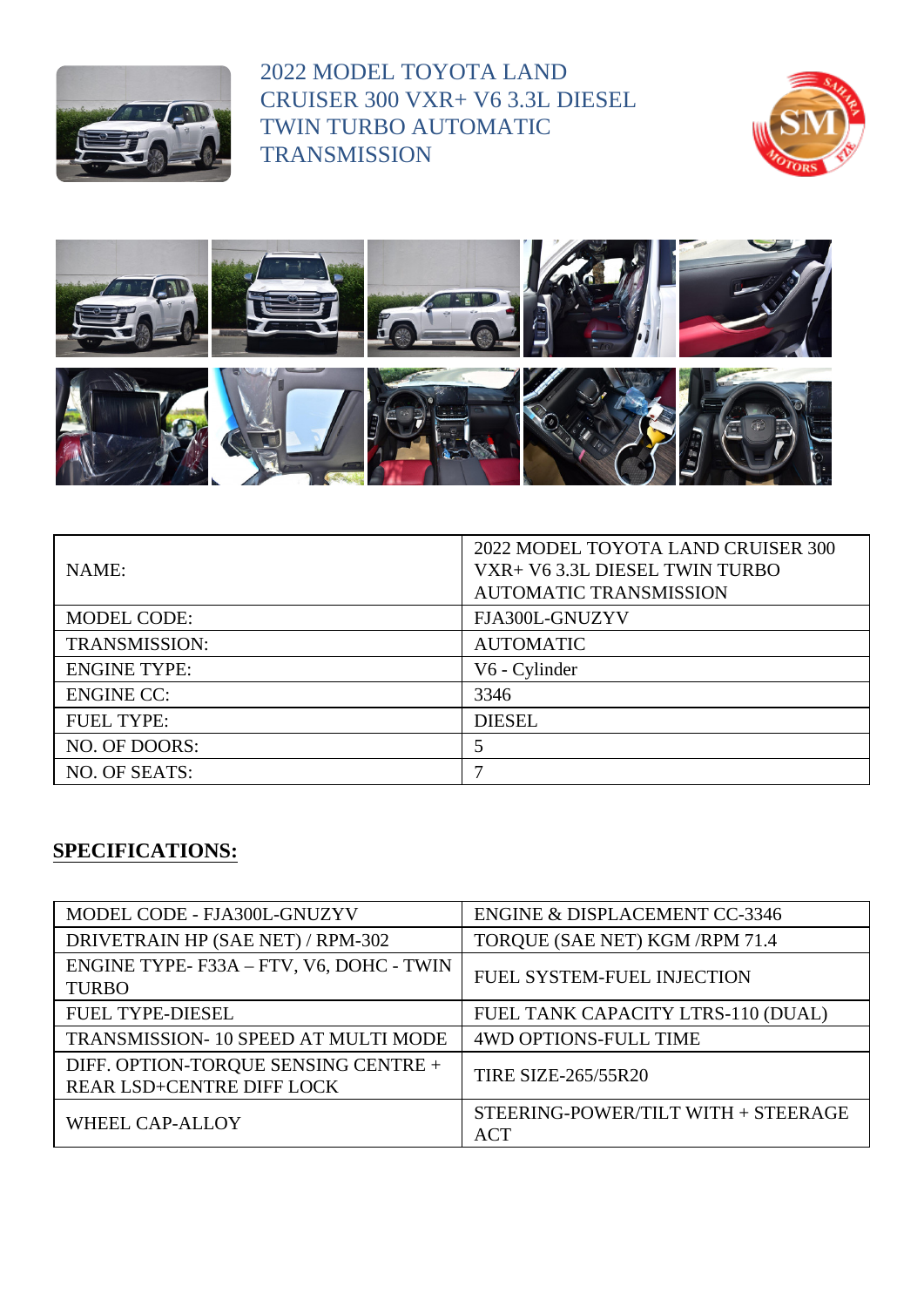# 2022 MODEL TOYOTA LAND CRUISER 300 VXR+ V6 3.3L DIESEL TWIN TURBO AUTOMATIC TRANSMISSION

| NAME: | 2022 MODEL TOYOTA LAND CRUISER 300 VXR+ V6 3.3L DIESEL TWIN TURBO AUTOMATIC TRANSMISSION |
|---|---|
| MODEL CODE: | FJA300L-GNUZYV |
| TRANSMISSION: | AUTOMATIC |
| ENGINE TYPE: | V6 - Cylinder |
| ENGINE CC: | 3346 |
| FUEL TYPE: | DIESEL |
| NO. OF DOORS: | 5 |
| NO. OF SEATS: | 7 |

## SPECIFICATIONS:

| MODEL CODE - FJA300L-GNUZYV | ENGINE & DISPLACEMENT CC-3346 |
|---|---|
| DRIVETRAIN HP (SAE NET) / RPM-302 | TORQUE (SAE NET) KGM /RPM 71.4 |
| ENGINE TYPE- F33A – FTV, V6, DOHC - TWIN TURBO | FUEL SYSTEM-FUEL INJECTION |
| FUEL TYPE-DIESEL | FUEL TANK CAPACITY LTRS-110 (DUAL) |
| TRANSMISSION- 10 SPEED AT MULTI MODE | 4WD OPTIONS-FULL TIME |
| DIFF. OPTION-TORQUE SENSING CENTRE + REAR LSD+CENTRE DIFF LOCK | TIRE SIZE-265/55R20 |
| WHEEL CAP-ALLOY | STEERING-POWER/TILT WITH + STEERAGE ACT |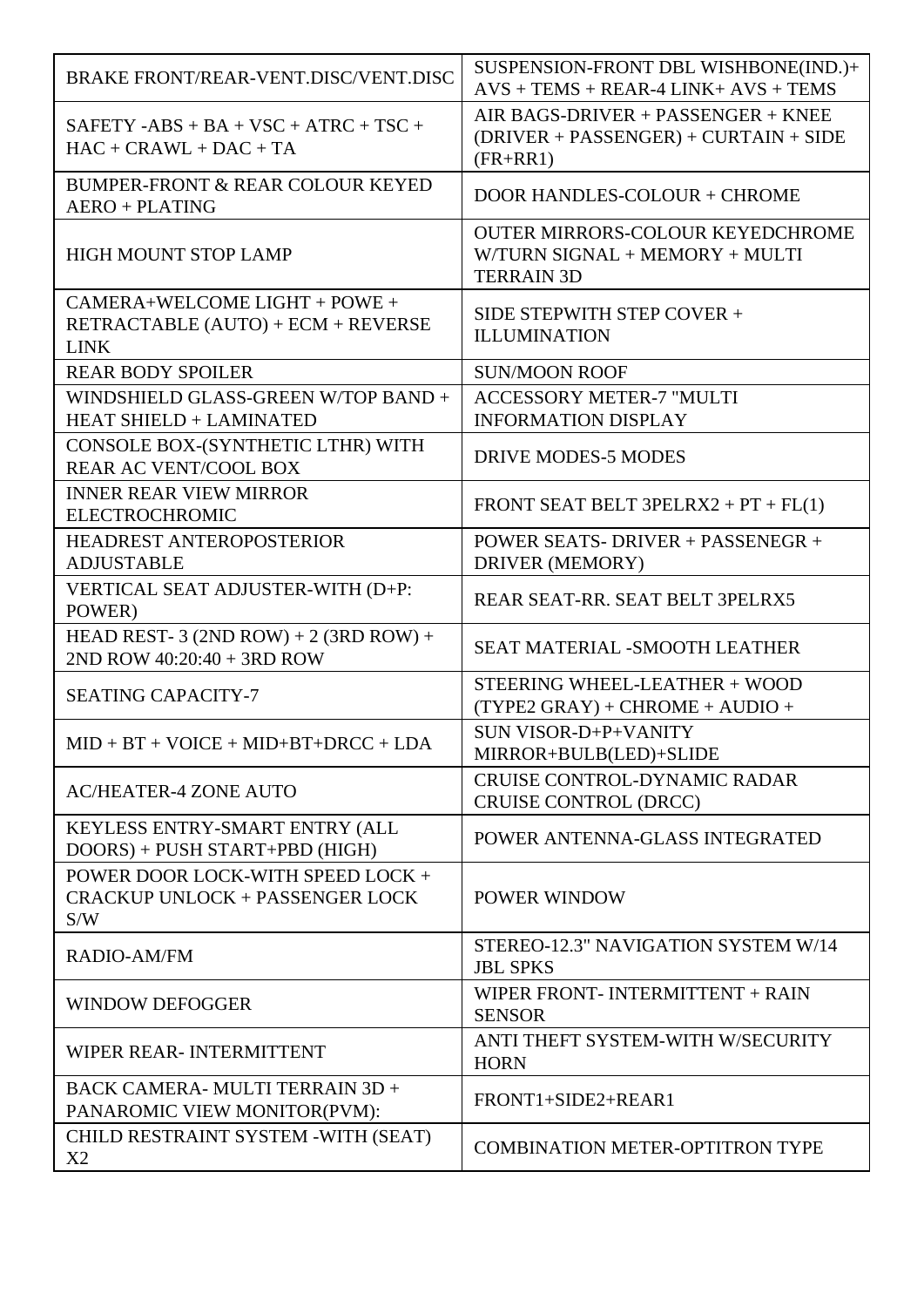| BRAKE FRONT/REAR-VENT.DISC/VENT.DISC | SUSPENSION-FRONT DBL WISHBONE(IND.)+ AVS + TEMS + REAR-4 LINK+ AVS + TEMS |
|---|---|
| SAFETY -ABS + BA + VSC + ATRC + TSC + HAC + CRAWL + DAC + TA | AIR BAGS-DRIVER + PASSENGER + KNEE (DRIVER + PASSENGER) + CURTAIN + SIDE (FR+RR1) |
| BUMPER-FRONT & REAR COLOUR KEYED AERO + PLATING | DOOR HANDLES-COLOUR + CHROME |
| HIGH MOUNT STOP LAMP | OUTER MIRRORS-COLOUR KEYEDCHROME W/TURN SIGNAL + MEMORY + MULTI TERRAIN 3D |
| CAMERA+WELCOME LIGHT + POWE + RETRACTABLE (AUTO) + ECM + REVERSE LINK | SIDE STEPWITH STEP COVER + ILLUMINATION |
| REAR BODY SPOILER | SUN/MOON ROOF |
| WINDSHIELD GLASS-GREEN W/TOP BAND + HEAT SHIELD + LAMINATED | ACCESSORY METER-7 "MULTI INFORMATION DISPLAY |
| CONSOLE BOX-(SYNTHETIC LTHR) WITH REAR AC VENT/COOL BOX | DRIVE MODES-5 MODES |
| INNER REAR VIEW MIRROR ELECTROCHROMIC | FRONT SEAT BELT 3PELRX2 + PT + FL(1) |
| HEADREST ANTEROPOSTERIOR ADJUSTABLE | POWER SEATS- DRIVER + PASSENEGR + DRIVER (MEMORY) |
| VERTICAL SEAT ADJUSTER-WITH (D+P: POWER) | REAR SEAT-RR. SEAT BELT 3PELRX5 |
| HEAD REST- 3 (2ND ROW) + 2 (3RD ROW) + 2ND ROW 40:20:40 + 3RD ROW | SEAT MATERIAL -SMOOTH LEATHER |
| SEATING CAPACITY-7 | STEERING WHEEL-LEATHER + WOOD (TYPE2 GRAY) + CHROME + AUDIO + |
| MID + BT + VOICE + MID+BT+DRCC + LDA | SUN VISOR-D+P+VANITY MIRROR+BULB(LED)+SLIDE |
| AC/HEATER-4 ZONE AUTO | CRUISE CONTROL-DYNAMIC RADAR CRUISE CONTROL (DRCC) |
| KEYLESS ENTRY-SMART ENTRY (ALL DOORS) + PUSH START+PBD (HIGH) | POWER ANTENNA-GLASS INTEGRATED |
| POWER DOOR LOCK-WITH SPEED LOCK + CRACKUP UNLOCK + PASSENGER LOCK S/W | POWER WINDOW |
| RADIO-AM/FM | STEREO-12.3" NAVIGATION SYSTEM W/14 JBL SPKS |
| WINDOW DEFOGGER | WIPER FRONT- INTERMITTENT + RAIN SENSOR |
| WIPER REAR- INTERMITTENT | ANTI THEFT SYSTEM-WITH W/SECURITY HORN |
| BACK CAMERA- MULTI TERRAIN 3D + PANAROMIC VIEW MONITOR(PVM): | FRONT1+SIDE2+REAR1 |
| CHILD RESTRAINT SYSTEM -WITH (SEAT) X2 | COMBINATION METER-OPTITRON TYPE |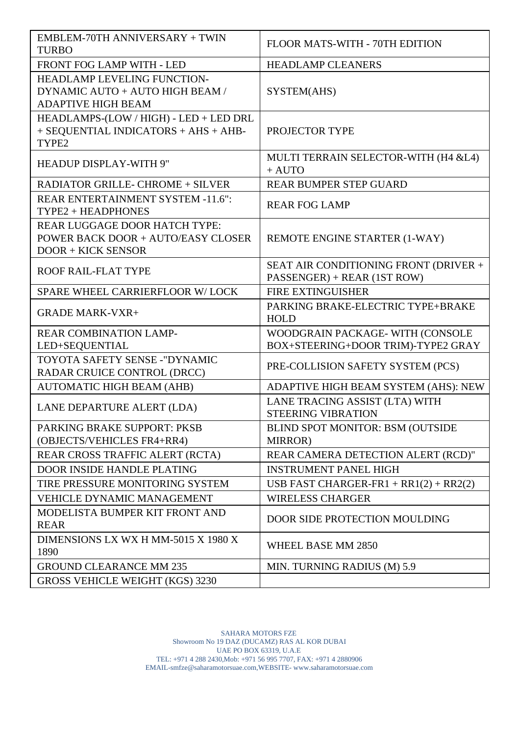| | |
|---|---|
| EMBLEM-70TH ANNIVERSARY + TWIN TURBO | FLOOR MATS-WITH - 70TH EDITION |
| FRONT FOG LAMP WITH - LED | HEADLAMP CLEANERS |
| HEADLAMP LEVELING FUNCTION-DYNAMIC AUTO + AUTO HIGH BEAM / ADAPTIVE HIGH BEAM | SYSTEM(AHS) |
| HEADLAMPS-(LOW / HIGH) - LED + LED DRL + SEQUENTIAL INDICATORS + AHS + AHB-TYPE2 | PROJECTOR TYPE |
| HEADUP DISPLAY-WITH 9" | MULTI TERRAIN SELECTOR-WITH (H4 &L4) + AUTO |
| RADIATOR GRILLE- CHROME + SILVER | REAR BUMPER STEP GUARD |
| REAR ENTERTAINMENT SYSTEM -11.6": TYPE2 + HEADPHONES | REAR FOG LAMP |
| REAR LUGGAGE DOOR HATCH TYPE: POWER BACK DOOR + AUTO/EASY CLOSER DOOR + KICK SENSOR | REMOTE ENGINE STARTER (1-WAY) |
| ROOF RAIL-FLAT TYPE | SEAT AIR CONDITIONING FRONT (DRIVER + PASSENGER) + REAR (1ST ROW) |
| SPARE WHEEL CARRIERFLOOR W/ LOCK | FIRE EXTINGUISHER |
| GRADE MARK-VXR+ | PARKING BRAKE-ELECTRIC TYPE+BRAKE HOLD |
| REAR COMBINATION LAMP-LED+SEQUENTIAL | WOODGRAIN PACKAGE- WITH (CONSOLE BOX+STEERING+DOOR TRIM)-TYPE2 GRAY |
| TOYOTA SAFETY SENSE -"DYNAMIC RADAR CRUICE CONTROL (DRCC) | PRE-COLLISION SAFETY SYSTEM (PCS) |
| AUTOMATIC HIGH BEAM (AHB) | ADAPTIVE HIGH BEAM SYSTEM (AHS): NEW |
| LANE DEPARTURE ALERT (LDA) | LANE TRACING ASSIST (LTA) WITH STEERING VIBRATION |
| PARKING BRAKE SUPPORT: PKSB (OBJECTS/VEHICLES FR4+RR4) | BLIND SPOT MONITOR: BSM (OUTSIDE MIRROR) |
| REAR CROSS TRAFFIC ALERT (RCTA) | REAR CAMERA DETECTION ALERT (RCD)" |
| DOOR INSIDE HANDLE PLATING | INSTRUMENT PANEL HIGH |
| TIRE PRESSURE MONITORING SYSTEM | USB FAST CHARGER-FR1 + RR1(2) + RR2(2) |
| VEHICLE DYNAMIC MANAGEMENT | WIRELESS CHARGER |
| MODELISTA BUMPER KIT FRONT AND REAR | DOOR SIDE PROTECTION MOULDING |
| DIMENSIONS LX WX H MM-5015 X 1980 X 1890 | WHEEL BASE MM 2850 |
| GROUND CLEARANCE MM 235 | MIN. TURNING RADIUS (M) 5.9 |
| GROSS VEHICLE WEIGHT (KGS) 3230 | |

SAHARA MOTORS FZE
Showroom No 19 DAZ (DUCAMZ) RAS AL KOR DUBAI
UAE PO BOX 63319, U.A.E
TEL: +971 4 288 2430,Mob: +971 56 995 7707, FAX: +971 4 2880906
EMAIL-smfze@saharamotorsuae.com,WEBSITE- www.saharamotorsuae.com